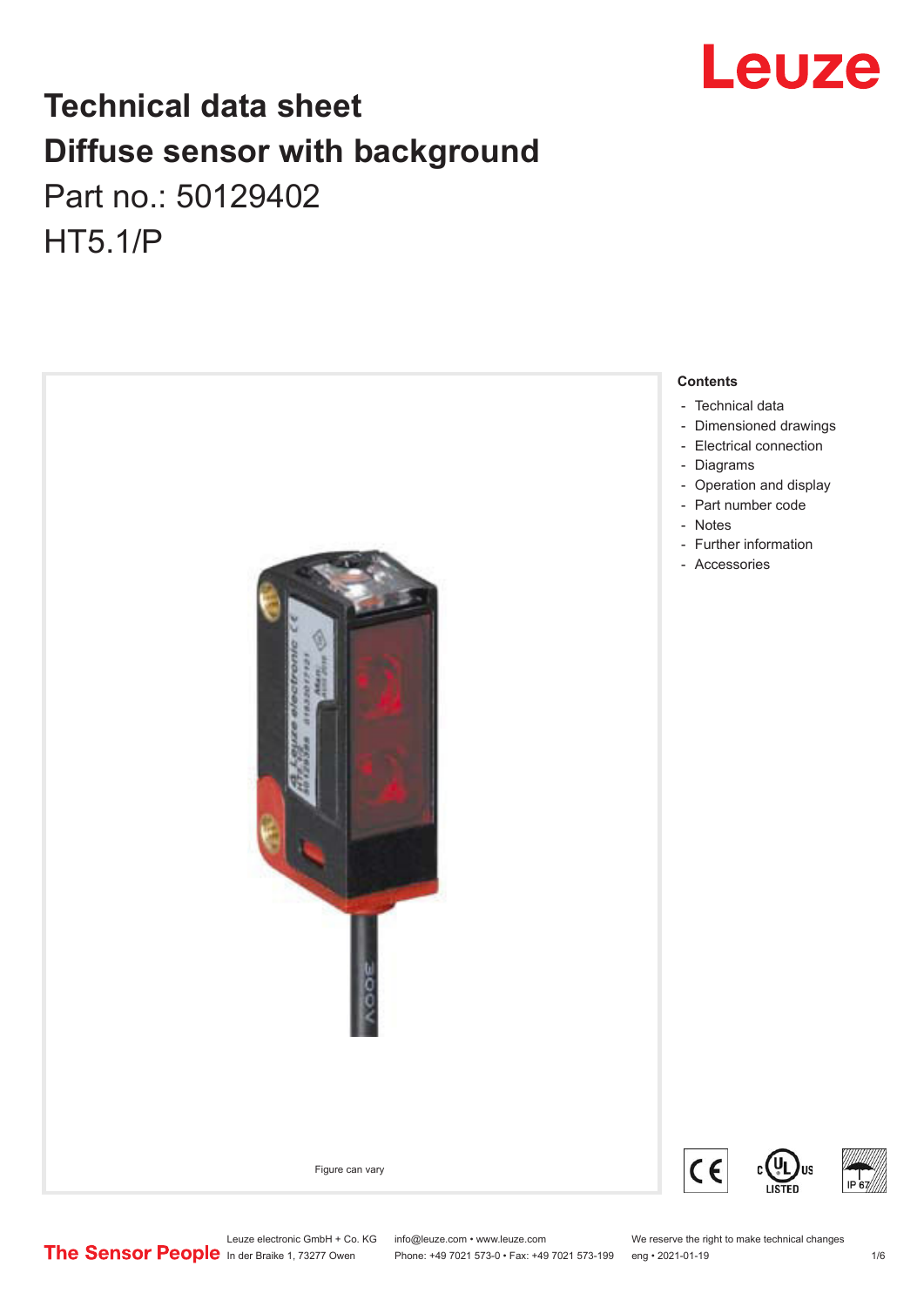# Technical data sheet
# Diffuse sensor with background

Part no.: 50129402

HT5.1/P

Figure can vary

**Contents**

- Technical data
- Dimensioned drawings
- Electrical connection
- Diagrams
- Operation and display
- Part number code
- Notes
- Further information
- Accessories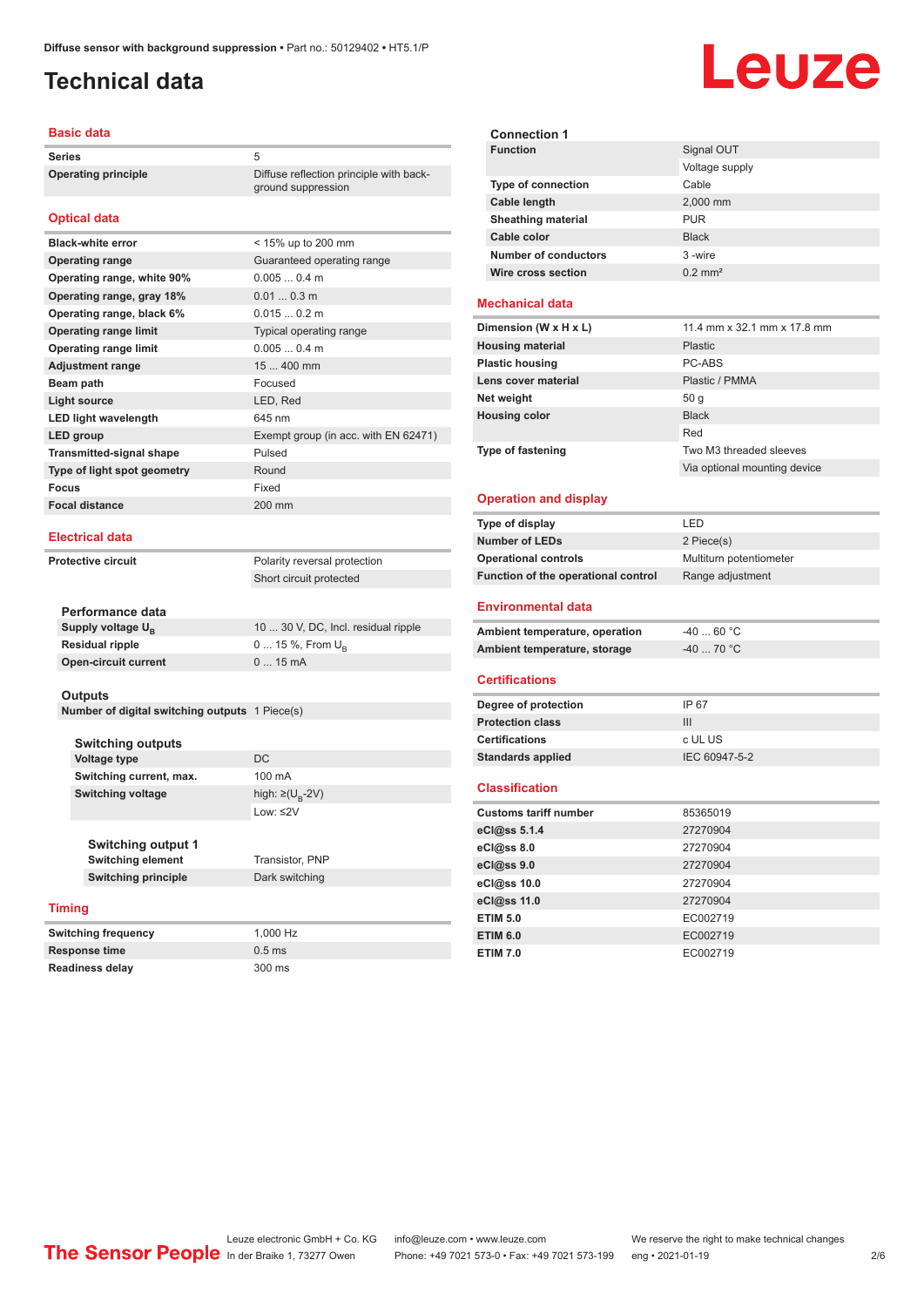# Technical data

## Basic data

| | |
|---|---|
| **Series** | 5 |
| **Operating principle** | Diffuse reflection principle with background suppression |

## Optical data

| | |
|---|---|
| **Black-white error** | < 15% up to 200 mm |
| **Operating range** | Guaranteed operating range |
| **Operating range, white 90%** | 0.005 ... 0.4 m |
| **Operating range, gray 18%** | 0.01 ... 0.3 m |
| **Operating range, black 6%** | 0.015 ... 0.2 m |
| **Operating range limit** | Typical operating range |
| **Operating range limit** | 0.005 ... 0.4 m |
| **Adjustment range** | 15 ... 400 mm |
| **Beam path** | Focused |
| **Light source** | LED, Red |
| **LED light wavelength** | 645 nm |
| **LED group** | Exempt group (in acc. with EN 62471) |
| **Transmitted-signal shape** | Pulsed |
| **Type of light spot geometry** | Round |
| **Focus** | Fixed |
| **Focal distance** | 200 mm |

## Electrical data

| | |
|---|---|
| **Protective circuit** | Polarity reversal protection |
| | Short circuit protected |

### Performance data

| | |
|---|---|
| **Supply voltage $U_B$** | 10 ... 30 V, DC, Incl. residual ripple |
| **Residual ripple** | 0 ... 15 %, From $U_B$ |
| **Open-circuit current** | 0 ... 15 mA |

### Outputs

| | |
|---|---|
| **Number of digital switching outputs** | 1 Piece(s) |

### Switching outputs

| | |
|---|---|
| **Voltage type** | DC |
| **Switching current, max.** | 100 mA |
| **Switching voltage** | high: ≥($U_B$-2V) |
| | Low: ≤2V |

### Switching output 1

| | |
|---|---|
| **Switching element** | Transistor, PNP |
| **Switching principle** | Dark switching |

## Timing

| | |
|---|---|
| **Switching frequency** | 1,000 Hz |
| **Response time** | 0.5 ms |
| **Readiness delay** | 300 ms |

### Connection 1

| | |
|---|---|
| **Function** | Signal OUT |
| | Voltage supply |
| **Type of connection** | Cable |
| **Cable length** | 2,000 mm |
| **Sheathing material** | PUR |
| **Cable color** | Black |
| **Number of conductors** | 3 -wire |
| **Wire cross section** | 0.2 mm² |

## Mechanical data

| | |
|---|---|
| **Dimension (W x H x L)** | 11.4 mm x 32.1 mm x 17.8 mm |
| **Housing material** | Plastic |
| **Plastic housing** | PC-ABS |
| **Lens cover material** | Plastic / PMMA |
| **Net weight** | 50 g |
| **Housing color** | Black |
| | Red |
| **Type of fastening** | Two M3 threaded sleeves |
| | Via optional mounting device |

## Operation and display

| | |
|---|---|
| **Type of display** | LED |
| **Number of LEDs** | 2 Piece(s) |
| **Operational controls** | Multiturn potentiometer |
| **Function of the operational control** | Range adjustment |

## Environmental data

| | |
|---|---|
| **Ambient temperature, operation** | -40 ... 60 °C |
| **Ambient temperature, storage** | -40 ... 70 °C |

## Certifications

| | |
|---|---|
| **Degree of protection** | IP 67 |
| **Protection class** | III |
| **Certifications** | c UL US |
| **Standards applied** | IEC 60947-5-2 |

## Classification

| | |
|---|---|
| **Customs tariff number** | 85365019 |
| **eCl@ss 5.1.4** | 27270904 |
| **eCl@ss 8.0** | 27270904 |
| **eCl@ss 9.0** | 27270904 |
| **eCl@ss 10.0** | 27270904 |
| **eCl@ss 11.0** | 27270904 |
| **ETIM 5.0** | EC002719 |
| **ETIM 6.0** | EC002719 |
| **ETIM 7.0** | EC002719 |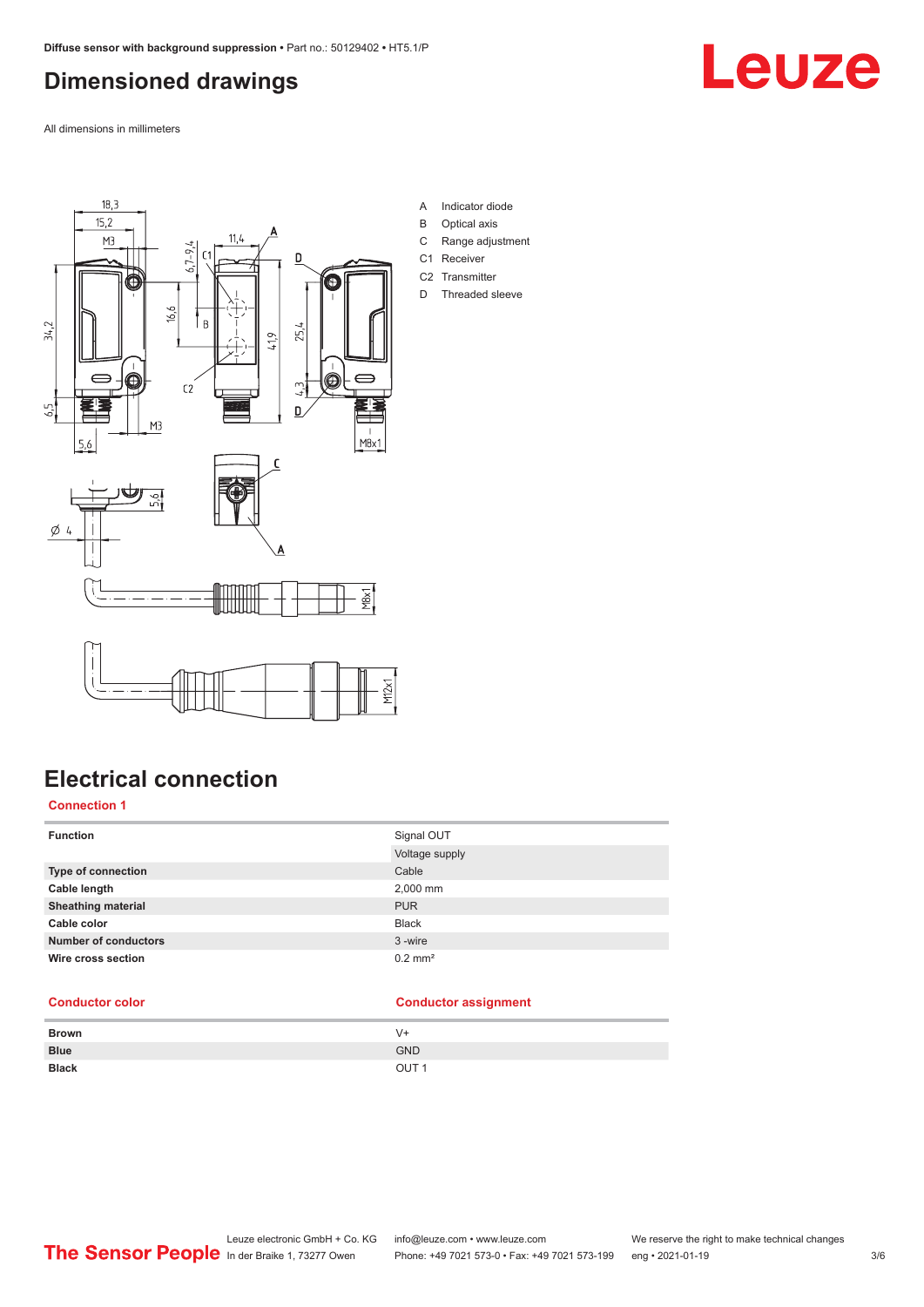# Dimensioned drawings

All dimensions in millimeters

A Indicator diode
B Optical axis
C Range adjustment
C1 Receiver
C2 Transmitter
D Threaded sleeve

# Electrical connection

## Connection 1

| Function | Signal OUT |
|---|---|
| | Voltage supply |
| Type of connection | Cable |
| Cable length | 2,000 mm |
| Sheathing material | PUR |
| Cable color | Black |
| Number of conductors | 3 -wire |
| Wire cross section | 0.2 mm² |

| Conductor color | Conductor assignment |
|---|---|
| Brown | V+ |
| Blue | GND |
| Black | OUT 1 |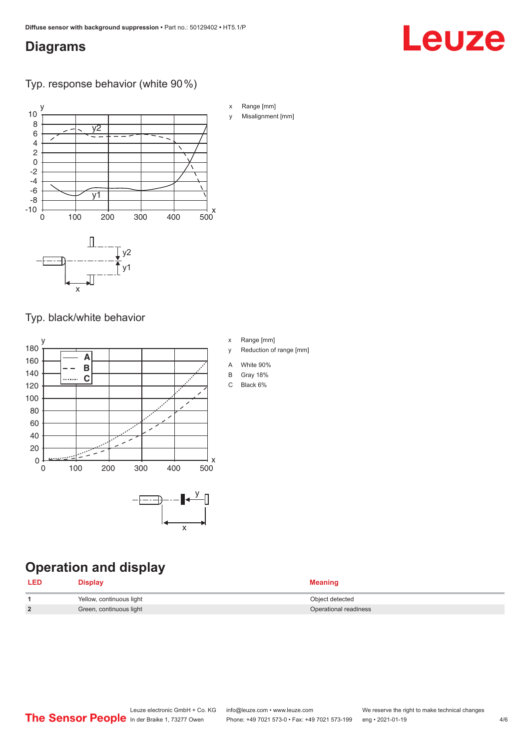## Diagrams

### Typ. response behavior (white 90 %)

x Range [mm]

y Misalignment [mm]

### Typ. black/white behavior

x Range [mm]

y Reduction of range [mm]

A White 90%

B Gray 18%

C Black 6%

## Operation and display

| LED | Display | Meaning |
| --- | --- | --- |
| 1 | Yellow, continuous light | Object detected |
| 2 | Green, continuous light | Operational readiness |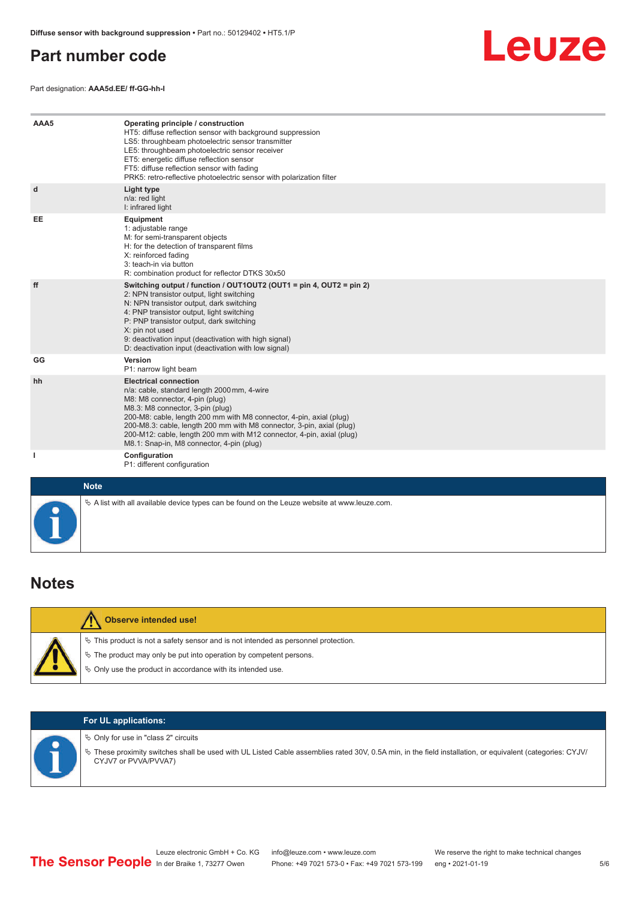## Part number code

Part designation: **AAA5d.EE/ ff-GG-hh-I**

| | |
|---|---|
| **AAA5** | **Operating principle / construction**<br>HT5: diffuse reflection sensor with background suppression<br>LS5: throughbeam photoelectric sensor transmitter<br>LE5: throughbeam photoelectric sensor receiver<br>ET5: energetic diffuse reflection sensor<br>FT5: diffuse reflection sensor with fading<br>PRK5: retro-reflective photoelectric sensor with polarization filter |
| **d** | **Light type**<br>n/a: red light<br>I: infrared light |
| **EE** | **Equipment**<br>1: adjustable range<br>M: for semi-transparent objects<br>H: for the detection of transparent films<br>X: reinforced fading<br>3: teach-in via button<br>R: combination product for reflector DTKS 30x50 |
| **ff** | **Switching output / function / OUT1OUT2 (OUT1 = pin 4, OUT2 = pin 2)**<br>2: NPN transistor output, light switching<br>N: NPN transistor output, dark switching<br>4: PNP transistor output, light switching<br>P: PNP transistor output, dark switching<br>X: pin not used<br>9: deactivation input (deactivation with high signal)<br>D: deactivation input (deactivation with low signal) |
| **GG** | **Version**<br>P1: narrow light beam |
| **hh** | **Electrical connection**<br>n/a: cable, standard length 2000 mm, 4-wire<br>M8: M8 connector, 4-pin (plug)<br>M8.3: M8 connector, 3-pin (plug)<br>200-M8: cable, length 200 mm with M8 connector, 4-pin, axial (plug)<br>200-M8.3: cable, length 200 mm with M8 connector, 3-pin, axial (plug)<br>200-M12: cable, length 200 mm with M12 connector, 4-pin, axial (plug)<br>M8.1: Snap-in, M8 connector, 4-pin (plug) |
| **I** | **Configuration**<br>P1: different configuration |

**Note**

- A list with all available device types can be found on the Leuze website at www.leuze.com.

## Notes

**Observe intended use!**

- This product is not a safety sensor and is not intended as personnel protection.
- The product may only be put into operation by competent persons.
- Only use the product in accordance with its intended use.

**For UL applications:**

- Only for use in "class 2" circuits
- These proximity switches shall be used with UL Listed Cable assemblies rated 30V, 0.5A min, in the field installation, or equivalent (categories: CYJV/CYJV7 or PVVA/PVVA7)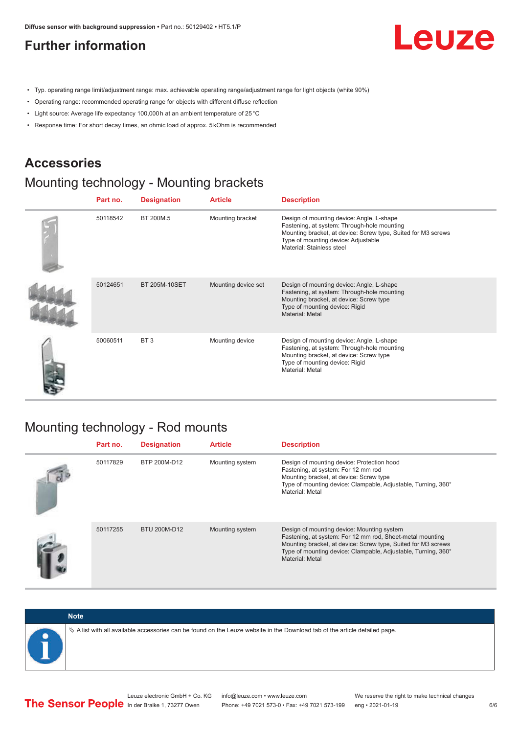# Further information

- Typ. operating range limit/adjustment range: max. achievable operating range/adjustment range for light objects (white 90%)
- Operating range: recommended operating range for objects with different diffuse reflection
- Light source: Average life expectancy 100,000 h at an ambient temperature of 25 °C
- Response time: For short decay times, an ohmic load of approx. 5 kOhm is recommended

## Accessories

### Mounting technology - Mounting brackets

| | Part no. | Designation | Article | Description |
|---|---|---|---|---|
| | 50118542 | BT 200M.5 | Mounting bracket | Design of mounting device: Angle, L-shape<br>Fastening, at system: Through-hole mounting<br>Mounting bracket, at device: Screw type, Suited for M3 screws<br>Type of mounting device: Adjustable<br>Material: Stainless steel |
| | 50124651 | BT 205M-10SET | Mounting device set | Design of mounting device: Angle, L-shape<br>Fastening, at system: Through-hole mounting<br>Mounting bracket, at device: Screw type<br>Type of mounting device: Rigid<br>Material: Metal |
| | 50060511 | BT 3 | Mounting device | Design of mounting device: Angle, L-shape<br>Fastening, at system: Through-hole mounting<br>Mounting bracket, at device: Screw type<br>Type of mounting device: Rigid<br>Material: Metal |

### Mounting technology - Rod mounts

| | Part no. | Designation | Article | Description |
|---|---|---|---|---|
| | 50117829 | BTP 200M-D12 | Mounting system | Design of mounting device: Protection hood<br>Fastening, at system: For 12 mm rod<br>Mounting bracket, at device: Screw type<br>Type of mounting device: Clampable, Adjustable, Turning, 360°<br>Material: Metal |
| | 50117255 | BTU 200M-D12 | Mounting system | Design of mounting device: Mounting system<br>Fastening, at system: For 12 mm rod, Sheet-metal mounting<br>Mounting bracket, at device: Screw type, Suited for M3 screws<br>Type of mounting device: Clampable, Adjustable, Turning, 360°<br>Material: Metal |

**Note**

↳ A list with all available accessories can be found on the Leuze website in the Download tab of the article detailed page.